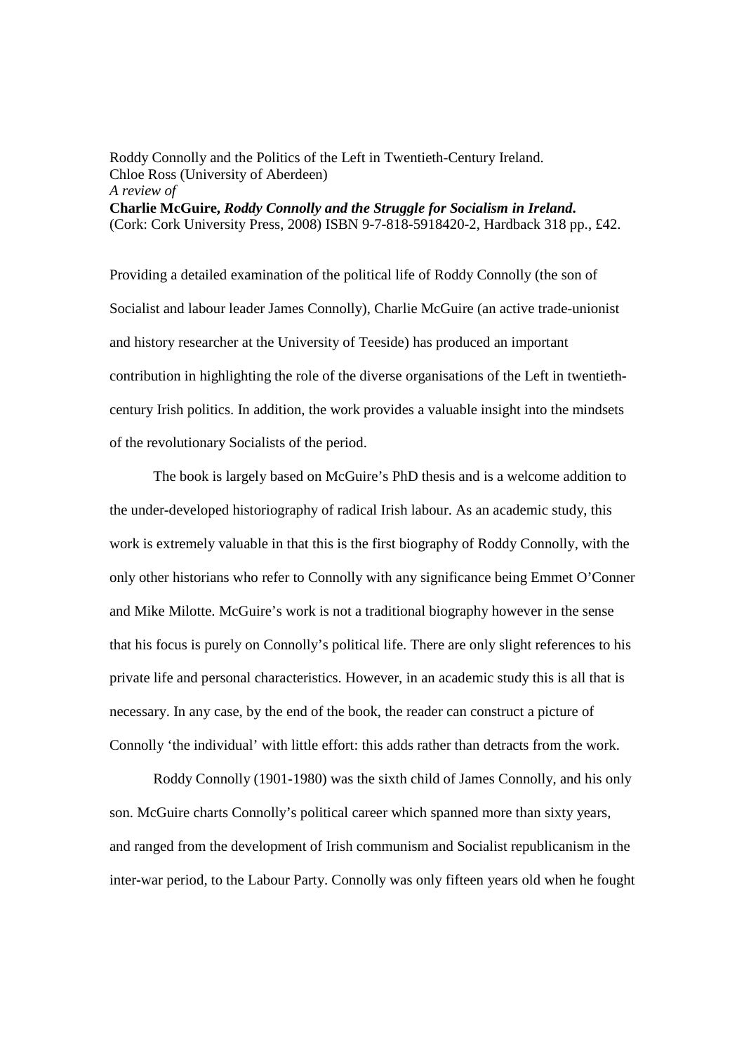Roddy Connolly and the Politics of the Left in Twentieth-Century Ireland.
Chloe Ross (University of Aberdeen)
*A review of*
**Charlie McGuire, *Roddy Connolly and the Struggle for Socialism in Ireland*.**
(Cork: Cork University Press, 2008) ISBN 9-7-818-5918420-2, Hardback 318 pp., £42.

Providing a detailed examination of the political life of Roddy Connolly (the son of Socialist and labour leader James Connolly), Charlie McGuire (an active trade-unionist and history researcher at the University of Teeside) has produced an important contribution in highlighting the role of the diverse organisations of the Left in twentieth-century Irish politics. In addition, the work provides a valuable insight into the mindsets of the revolutionary Socialists of the period.

The book is largely based on McGuire's PhD thesis and is a welcome addition to the under-developed historiography of radical Irish labour. As an academic study, this work is extremely valuable in that this is the first biography of Roddy Connolly, with the only other historians who refer to Connolly with any significance being Emmet O'Conner and Mike Milotte. McGuire's work is not a traditional biography however in the sense that his focus is purely on Connolly's political life. There are only slight references to his private life and personal characteristics. However, in an academic study this is all that is necessary. In any case, by the end of the book, the reader can construct a picture of Connolly 'the individual' with little effort: this adds rather than detracts from the work.

Roddy Connolly (1901-1980) was the sixth child of James Connolly, and his only son. McGuire charts Connolly's political career which spanned more than sixty years, and ranged from the development of Irish communism and Socialist republicanism in the inter-war period, to the Labour Party. Connolly was only fifteen years old when he fought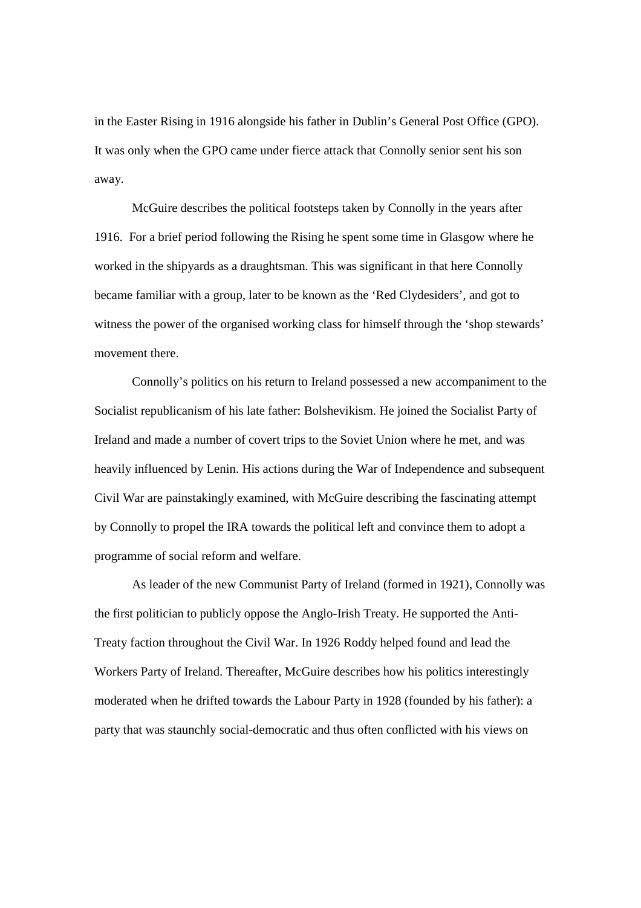in the Easter Rising in 1916 alongside his father in Dublin's General Post Office (GPO). It was only when the GPO came under fierce attack that Connolly senior sent his son away.

McGuire describes the political footsteps taken by Connolly in the years after 1916. For a brief period following the Rising he spent some time in Glasgow where he worked in the shipyards as a draughtsman. This was significant in that here Connolly became familiar with a group, later to be known as the 'Red Clydesiders', and got to witness the power of the organised working class for himself through the 'shop stewards' movement there.

Connolly's politics on his return to Ireland possessed a new accompaniment to the Socialist republicanism of his late father: Bolshevikism. He joined the Socialist Party of Ireland and made a number of covert trips to the Soviet Union where he met, and was heavily influenced by Lenin. His actions during the War of Independence and subsequent Civil War are painstakingly examined, with McGuire describing the fascinating attempt by Connolly to propel the IRA towards the political left and convince them to adopt a programme of social reform and welfare.

As leader of the new Communist Party of Ireland (formed in 1921), Connolly was the first politician to publicly oppose the Anglo-Irish Treaty. He supported the Anti-Treaty faction throughout the Civil War. In 1926 Roddy helped found and lead the Workers Party of Ireland. Thereafter, McGuire describes how his politics interestingly moderated when he drifted towards the Labour Party in 1928 (founded by his father): a party that was staunchly social-democratic and thus often conflicted with his views on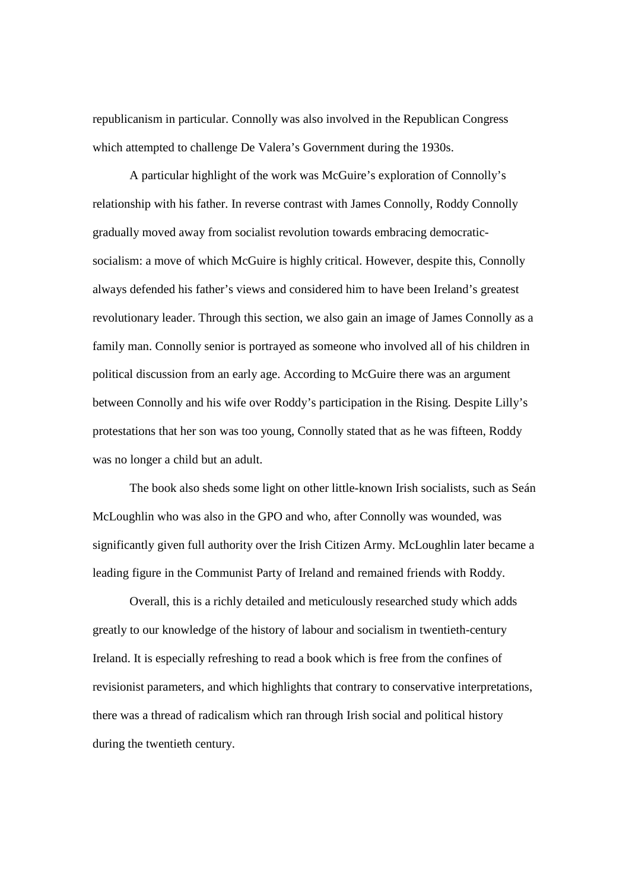republicanism in particular. Connolly was also involved in the Republican Congress which attempted to challenge De Valera's Government during the 1930s.

A particular highlight of the work was McGuire's exploration of Connolly's relationship with his father. In reverse contrast with James Connolly, Roddy Connolly gradually moved away from socialist revolution towards embracing democratic-socialism: a move of which McGuire is highly critical. However, despite this, Connolly always defended his father's views and considered him to have been Ireland's greatest revolutionary leader. Through this section, we also gain an image of James Connolly as a family man. Connolly senior is portrayed as someone who involved all of his children in political discussion from an early age. According to McGuire there was an argument between Connolly and his wife over Roddy's participation in the Rising. Despite Lilly's protestations that her son was too young, Connolly stated that as he was fifteen, Roddy was no longer a child but an adult.

The book also sheds some light on other little-known Irish socialists, such as Seán McLoughlin who was also in the GPO and who, after Connolly was wounded, was significantly given full authority over the Irish Citizen Army. McLoughlin later became a leading figure in the Communist Party of Ireland and remained friends with Roddy.

Overall, this is a richly detailed and meticulously researched study which adds greatly to our knowledge of the history of labour and socialism in twentieth-century Ireland. It is especially refreshing to read a book which is free from the confines of revisionist parameters, and which highlights that contrary to conservative interpretations, there was a thread of radicalism which ran through Irish social and political history during the twentieth century.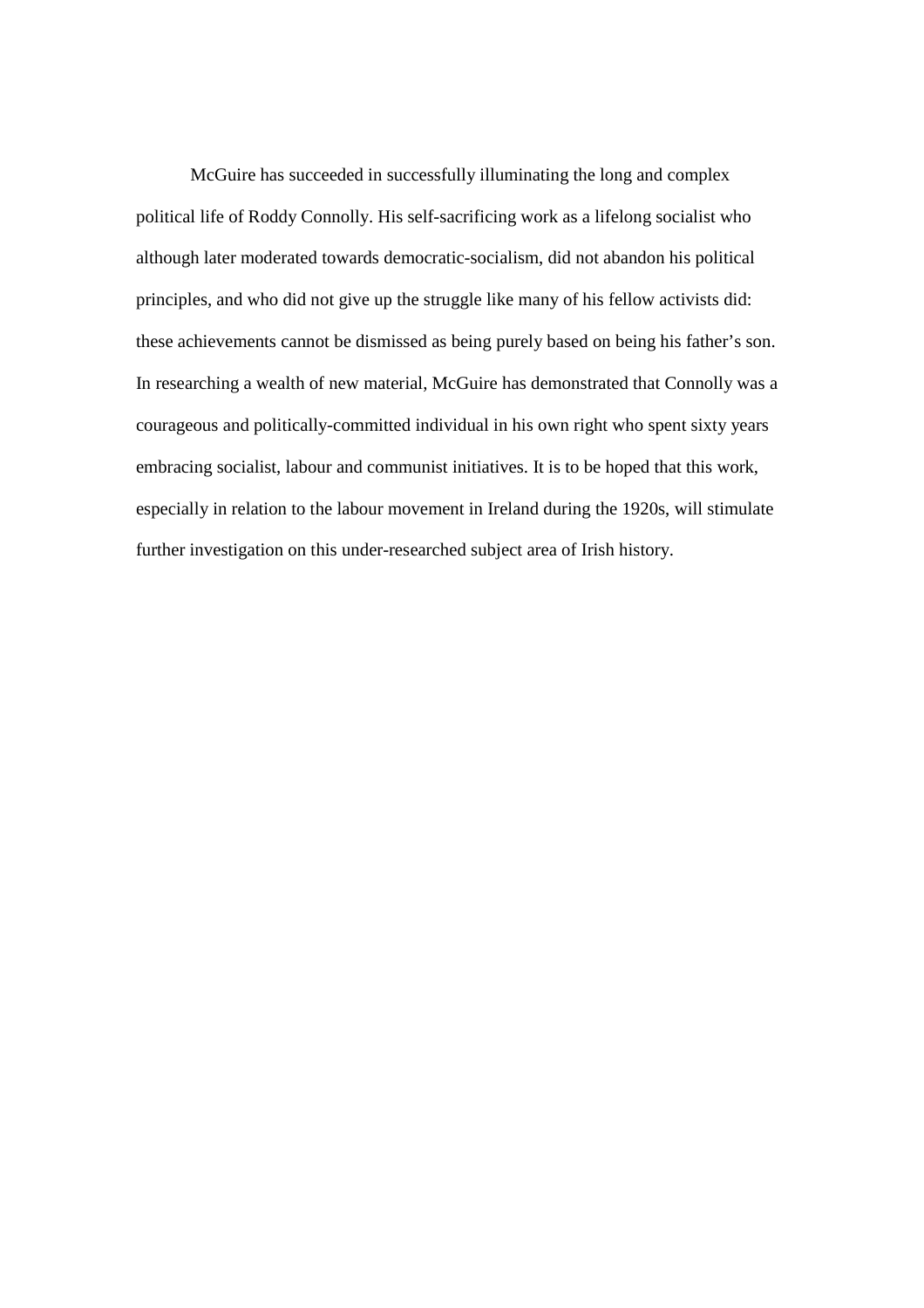McGuire has succeeded in successfully illuminating the long and complex political life of Roddy Connolly. His self-sacrificing work as a lifelong socialist who although later moderated towards democratic-socialism, did not abandon his political principles, and who did not give up the struggle like many of his fellow activists did: these achievements cannot be dismissed as being purely based on being his father's son. In researching a wealth of new material, McGuire has demonstrated that Connolly was a courageous and politically-committed individual in his own right who spent sixty years embracing socialist, labour and communist initiatives. It is to be hoped that this work, especially in relation to the labour movement in Ireland during the 1920s, will stimulate further investigation on this under-researched subject area of Irish history.